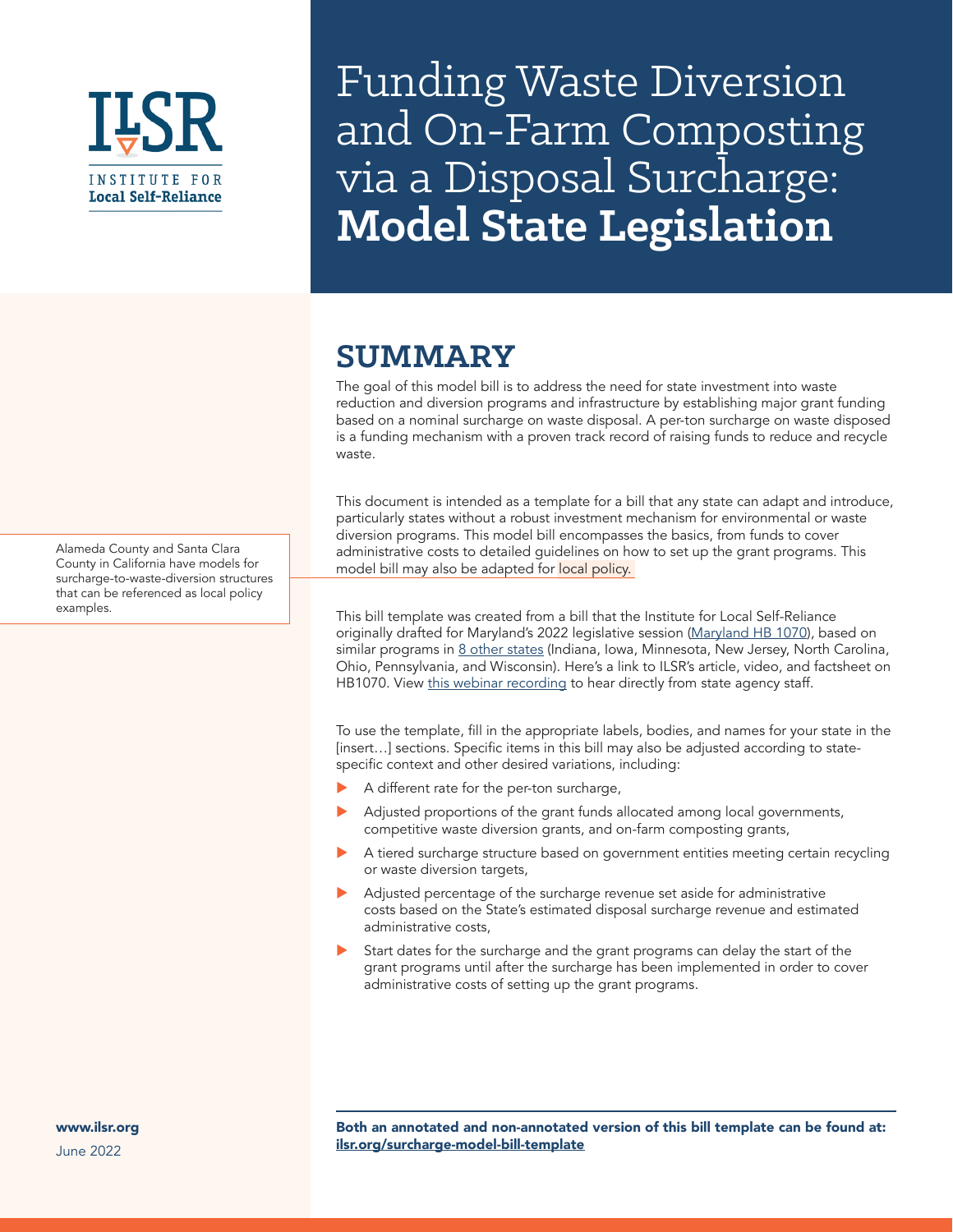ILSR
INSTITUTE FOR
Local Self-Reliance

# Funding Waste Diversion and On-Farm Composting via a Disposal Surcharge: **Model State Legislation**

## SUMMARY

The goal of this model bill is to address the need for state investment into waste reduction and diversion programs and infrastructure by establishing major grant funding based on a nominal surcharge on waste disposal. A per-ton surcharge on waste disposed is a funding mechanism with a proven track record of raising funds to reduce and recycle waste.

This document is intended as a template for a bill that any state can adapt and introduce, particularly states without a robust investment mechanism for environmental or waste diversion programs. This model bill encompasses the basics, from funds to cover administrative costs to detailed guidelines on how to set up the grant programs. This model bill may also be adapted for local policy.

Alameda County and Santa Clara County in California have models for surcharge-to-waste-diversion structures that can be referenced as local policy examples.

This bill template was created from a bill that the Institute for Local Self-Reliance originally drafted for Maryland's 2022 legislative session (Maryland HB 1070), based on similar programs in 8 other states (Indiana, Iowa, Minnesota, New Jersey, North Carolina, Ohio, Pennsylvania, and Wisconsin). Here's a link to ILSR's article, video, and factsheet on HB1070. View this webinar recording to hear directly from state agency staff.

To use the template, fill in the appropriate labels, bodies, and names for your state in the [insert…] sections. Specific items in this bill may also be adjusted according to state-specific context and other desired variations, including:

- A different rate for the per-ton surcharge,
- Adjusted proportions of the grant funds allocated among local governments, competitive waste diversion grants, and on-farm composting grants,
- A tiered surcharge structure based on government entities meeting certain recycling or waste diversion targets,
- Adjusted percentage of the surcharge revenue set aside for administrative costs based on the State's estimated disposal surcharge revenue and estimated administrative costs,
- Start dates for the surcharge and the grant programs can delay the start of the grant programs until after the surcharge has been implemented in order to cover administrative costs of setting up the grant programs.

**Both an annotated and non-annotated version of this bill template can be found at: ilsr.org/surcharge-model-bill-template**

**www.ilsr.org**

June 2022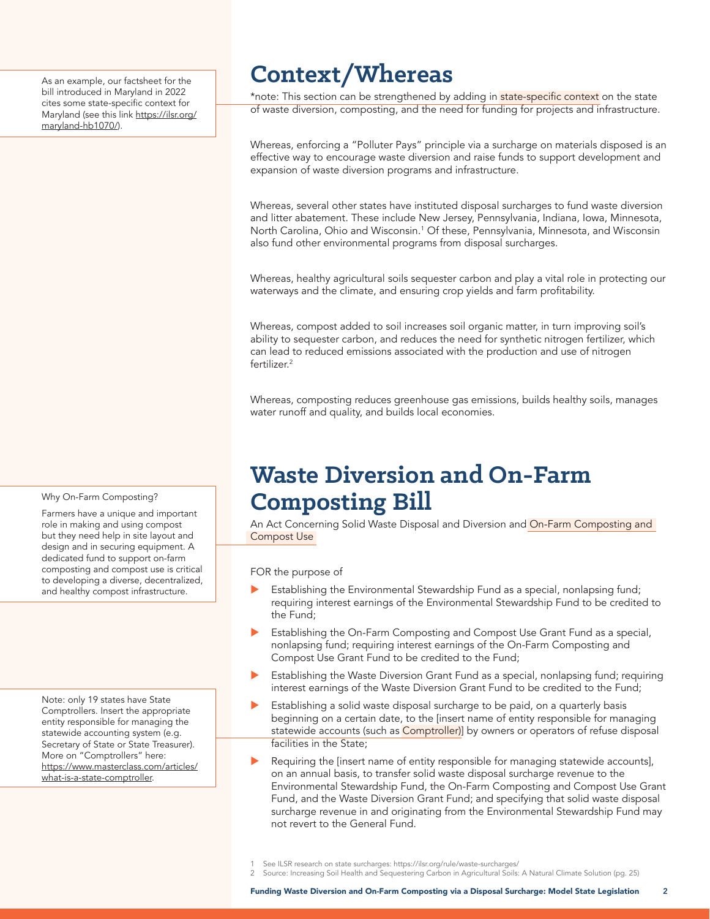As an example, our factsheet for the bill introduced in Maryland in 2022 cites some state-specific context for Maryland (see this link https://ilsr.org/maryland-hb1070/).

# Context/Whereas

*note: This section can be strengthened by adding in state-specific context on the state of waste diversion, composting, and the need for funding for projects and infrastructure.

Whereas, enforcing a "Polluter Pays" principle via a surcharge on materials disposed is an effective way to encourage waste diversion and raise funds to support development and expansion of waste diversion programs and infrastructure.

Whereas, several other states have instituted disposal surcharges to fund waste diversion and litter abatement. These include New Jersey, Pennsylvania, Indiana, Iowa, Minnesota, North Carolina, Ohio and Wisconsin.[1] Of these, Pennsylvania, Minnesota, and Wisconsin also fund other environmental programs from disposal surcharges.

Whereas, healthy agricultural soils sequester carbon and play a vital role in protecting our waterways and the climate, and ensuring crop yields and farm profitability.

Whereas, compost added to soil increases soil organic matter, in turn improving soil's ability to sequester carbon, and reduces the need for synthetic nitrogen fertilizer, which can lead to reduced emissions associated with the production and use of nitrogen fertilizer.[2]

Whereas, composting reduces greenhouse gas emissions, builds healthy soils, manages water runoff and quality, and builds local economies.

Why On-Farm Composting?

Farmers have a unique and important role in making and using compost but they need help in site layout and design and in securing equipment. A dedicated fund to support on-farm composting and compost use is critical to developing a diverse, decentralized, and healthy compost infrastructure.

# Waste Diversion and On-Farm Composting Bill

An Act Concerning Solid Waste Disposal and Diversion and On-Farm Composting and Compost Use

FOR the purpose of

- Establishing the Environmental Stewardship Fund as a special, nonlapsing fund; requiring interest earnings of the Environmental Stewardship Fund to be credited to the Fund;
- Establishing the On-Farm Composting and Compost Use Grant Fund as a special, nonlapsing fund; requiring interest earnings of the On-Farm Composting and Compost Use Grant Fund to be credited to the Fund;
- Establishing the Waste Diversion Grant Fund as a special, nonlapsing fund; requiring interest earnings of the Waste Diversion Grant Fund to be credited to the Fund;
- Establishing a solid waste disposal surcharge to be paid, on a quarterly basis beginning on a certain date, to the [insert name of entity responsible for managing statewide accounts (such as Comptroller)] by owners or operators of refuse disposal facilities in the State;
- Requiring the [insert name of entity responsible for managing statewide accounts], on an annual basis, to transfer solid waste disposal surcharge revenue to the Environmental Stewardship Fund, the On-Farm Composting and Compost Use Grant Fund, and the Waste Diversion Grant Fund; and specifying that solid waste disposal surcharge revenue in and originating from the Environmental Stewardship Fund may not revert to the General Fund.

Note: only 19 states have State Comptrollers. Insert the appropriate entity responsible for managing the statewide accounting system (e.g. Secretary of State or State Treasurer). More on "Comptrollers" here: https://www.masterclass.com/articles/what-is-a-state-comptroller.

1 See ILSR research on state surcharges: https://ilsr.org/rule/waste-surcharges/

2 Source: Increasing Soil Health and Sequestering Carbon in Agricultural Soils: A Natural Climate Solution (pg. 25)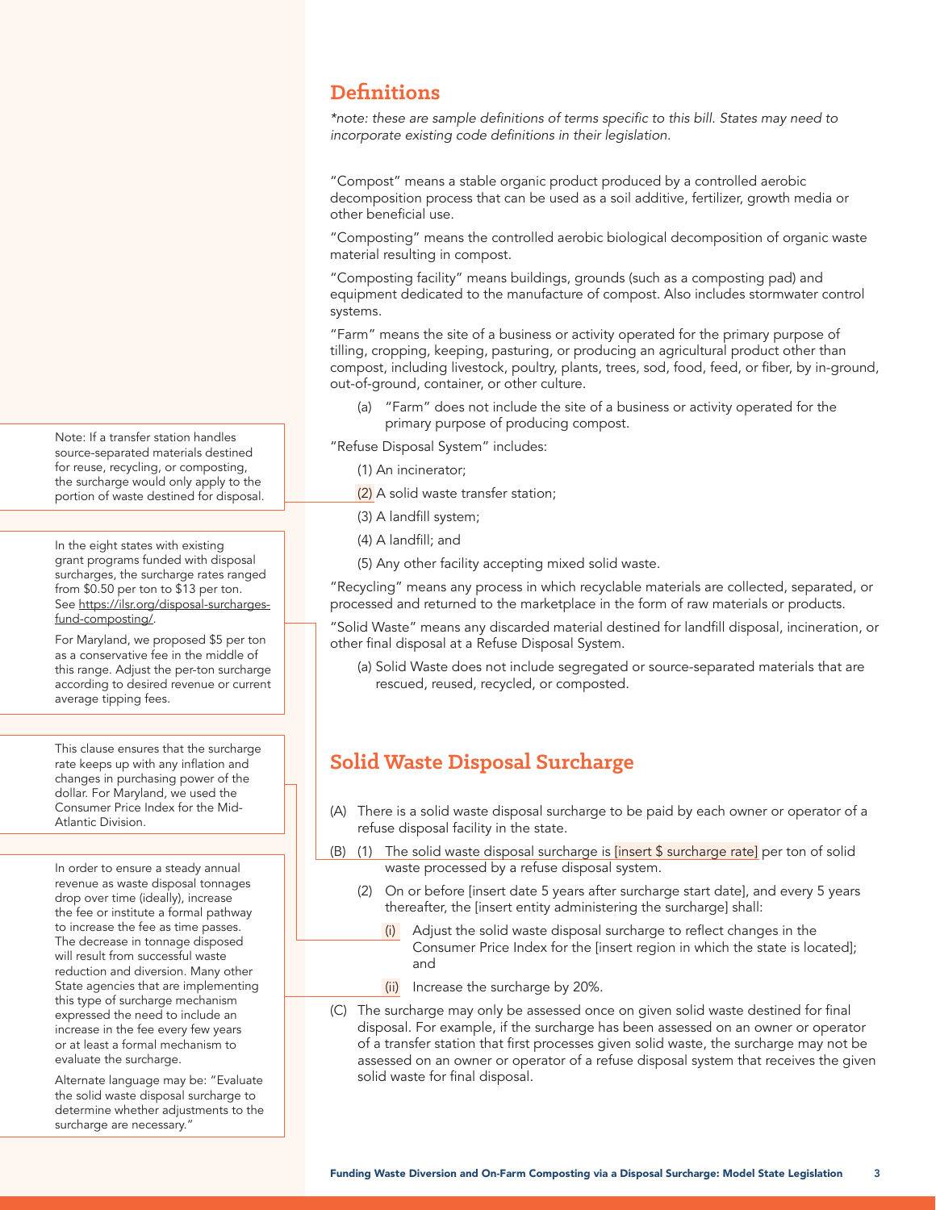## Definitions

*\*note: these are sample definitions of terms specific to this bill. States may need to incorporate existing code definitions in their legislation.*

"Compost" means a stable organic product produced by a controlled aerobic decomposition process that can be used as a soil additive, fertilizer, growth media or other beneficial use.

"Composting" means the controlled aerobic biological decomposition of organic waste material resulting in compost.

"Composting facility" means buildings, grounds (such as a composting pad) and equipment dedicated to the manufacture of compost. Also includes stormwater control systems.

"Farm" means the site of a business or activity operated for the primary purpose of tilling, cropping, keeping, pasturing, or producing an agricultural product other than compost, including livestock, poultry, plants, trees, sod, food, feed, or fiber, by in-ground, out-of-ground, container, or other culture.

(a) "Farm" does not include the site of a business or activity operated for the primary purpose of producing compost.

"Refuse Disposal System" includes:

(1) An incinerator;

(2) A solid waste transfer station;

(3) A landfill system;

(4) A landfill; and

(5) Any other facility accepting mixed solid waste.

> Note: If a transfer station handles source-separated materials destined for reuse, recycling, or composting, the surcharge would only apply to the portion of waste destined for disposal.

"Recycling" means any process in which recyclable materials are collected, separated, or processed and returned to the marketplace in the form of raw materials or products.

"Solid Waste" means any discarded material destined for landfill disposal, incineration, or other final disposal at a Refuse Disposal System.

(a) Solid Waste does not include segregated or source-separated materials that are rescued, reused, recycled, or composted.

## Solid Waste Disposal Surcharge

(A) There is a solid waste disposal surcharge to be paid by each owner or operator of a refuse disposal facility in the state.

(B) (1) The solid waste disposal surcharge is [insert $ surcharge rate] per ton of solid waste processed by a refuse disposal system.

> In the eight states with existing grant programs funded with disposal surcharges, the surcharge rates ranged from $0.50 per ton to $13 per ton. See https://ilsr.org/disposal-surcharges-fund-composting/.
>
> For Maryland, we proposed $5 per ton as a conservative fee in the middle of this range. Adjust the per-ton surcharge according to desired revenue or current average tipping fees.

(2) On or before [insert date 5 years after surcharge start date], and every 5 years thereafter, the [insert entity administering the surcharge] shall:

(i) Adjust the solid waste disposal surcharge to reflect changes in the Consumer Price Index for the [insert region in which the state is located]; and

> This clause ensures that the surcharge rate keeps up with any inflation and changes in purchasing power of the dollar. For Maryland, we used the Consumer Price Index for the Mid-Atlantic Division.

(ii) Increase the surcharge by 20%.

> In order to ensure a steady annual revenue as waste disposal tonnages drop over time (ideally), increase the fee or institute a formal pathway to increase the fee as time passes. The decrease in tonnage disposed will result from successful waste reduction and diversion. Many other State agencies that are implementing this type of surcharge mechanism expressed the need to include an increase in the fee every few years or at least a formal mechanism to evaluate the surcharge.
>
> Alternate language may be: "Evaluate the solid waste disposal surcharge to determine whether adjustments to the surcharge are necessary."

(C) The surcharge may only be assessed once on given solid waste destined for final disposal. For example, if the surcharge has been assessed on an owner or operator of a transfer station that first processes given solid waste, the surcharge may not be assessed on an owner or operator of a refuse disposal system that receives the given solid waste for final disposal.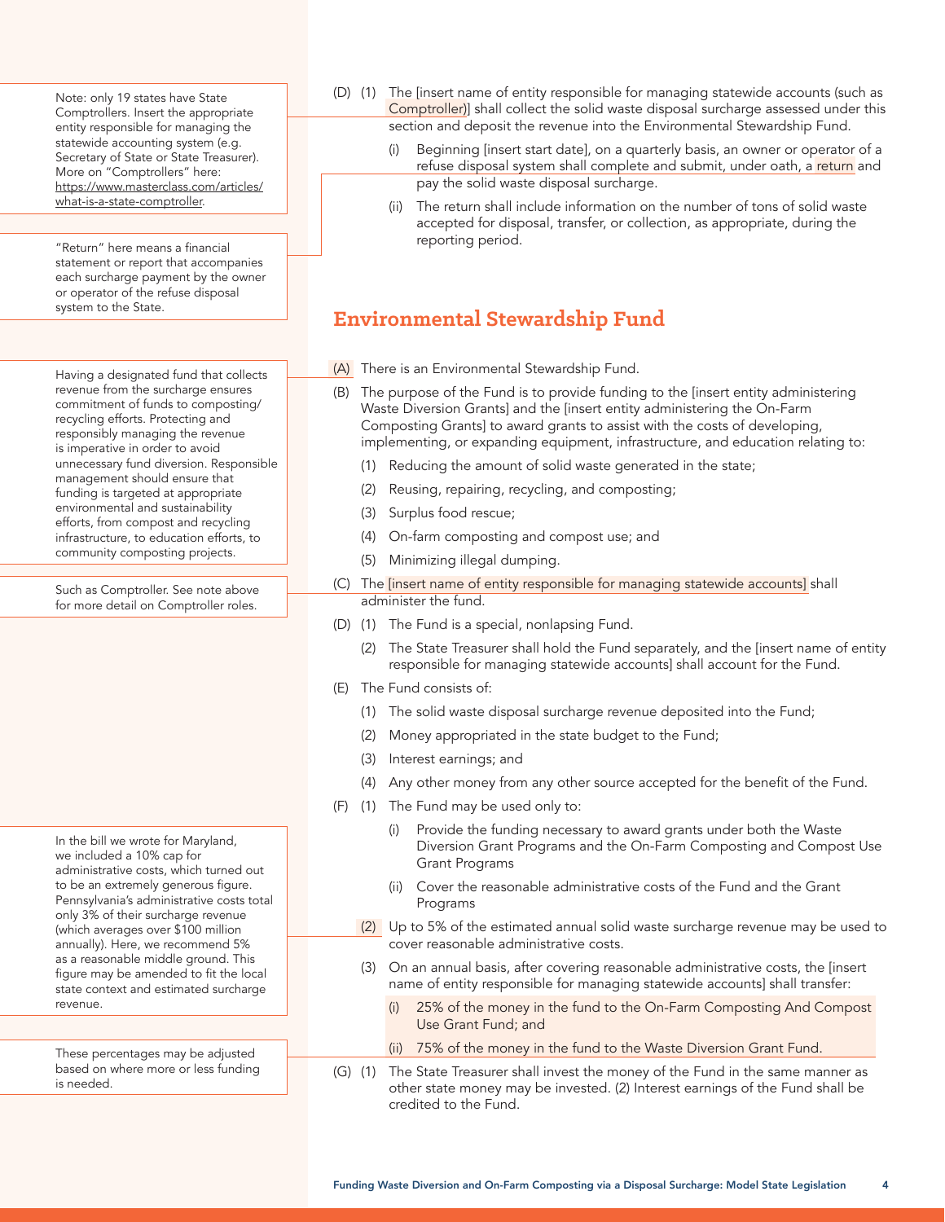(D) (1) The [insert name of entity responsible for managing statewide accounts (such as Comptroller)] shall collect the solid waste disposal surcharge assessed under this section and deposit the revenue into the Environmental Stewardship Fund.

(i) Beginning [insert start date], on a quarterly basis, an owner or operator of a refuse disposal system shall complete and submit, under oath, a return and pay the solid waste disposal surcharge.

(ii) The return shall include information on the number of tons of solid waste accepted for disposal, transfer, or collection, as appropriate, during the reporting period.

> Note: only 19 states have State Comptrollers. Insert the appropriate entity responsible for managing the statewide accounting system (e.g. Secretary of State or State Treasurer). More on "Comptrollers" here: https://www.masterclass.com/articles/what-is-a-state-comptroller.

> "Return" here means a financial statement or report that accompanies each surcharge payment by the owner or operator of the refuse disposal system to the State.

## Environmental Stewardship Fund

(A) There is an Environmental Stewardship Fund.

> Having a designated fund that collects revenue from the surcharge ensures commitment of funds to composting/recycling efforts. Protecting and responsibly managing the revenue is imperative in order to avoid unnecessary fund diversion. Responsible management should ensure that funding is targeted at appropriate environmental and sustainability efforts, from compost and recycling infrastructure, to education efforts, to community composting projects.

(B) The purpose of the Fund is to provide funding to the [insert entity administering Waste Diversion Grants] and the [insert entity administering the On-Farm Composting Grants] to award grants to assist with the costs of developing, implementing, or expanding equipment, infrastructure, and education relating to:

(1) Reducing the amount of solid waste generated in the state;

(2) Reusing, repairing, recycling, and composting;

(3) Surplus food rescue;

(4) On-farm composting and compost use; and

(5) Minimizing illegal dumping.

(C) The [insert name of entity responsible for managing statewide accounts] shall administer the fund.

> Such as Comptroller. See note above for more detail on Comptroller roles.

(D) (1) The Fund is a special, nonlapsing Fund.

(2) The State Treasurer shall hold the Fund separately, and the [insert name of entity responsible for managing statewide accounts] shall account for the Fund.

(E) The Fund consists of:

(1) The solid waste disposal surcharge revenue deposited into the Fund;

(2) Money appropriated in the state budget to the Fund;

(3) Interest earnings; and

(4) Any other money from any other source accepted for the benefit of the Fund.

(F) (1) The Fund may be used only to:

(i) Provide the funding necessary to award grants under both the Waste Diversion Grant Programs and the On-Farm Composting and Compost Use Grant Programs

(ii) Cover the reasonable administrative costs of the Fund and the Grant Programs

(2) Up to 5% of the estimated annual solid waste surcharge revenue may be used to cover reasonable administrative costs.

> In the bill we wrote for Maryland, we included a 10% cap for administrative costs, which turned out to be an extremely generous figure. Pennsylvania's administrative costs total only 3% of their surcharge revenue (which averages over $100 million annually). Here, we recommend 5% as a reasonable middle ground. This figure may be amended to fit the local state context and estimated surcharge revenue.

(3) On an annual basis, after covering reasonable administrative costs, the [insert name of entity responsible for managing statewide accounts] shall transfer:

(i) 25% of the money in the fund to the On-Farm Composting And Compost Use Grant Fund; and

(ii) 75% of the money in the fund to the Waste Diversion Grant Fund.

> These percentages may be adjusted based on where more or less funding is needed.

(G) (1) The State Treasurer shall invest the money of the Fund in the same manner as other state money may be invested. (2) Interest earnings of the Fund shall be credited to the Fund.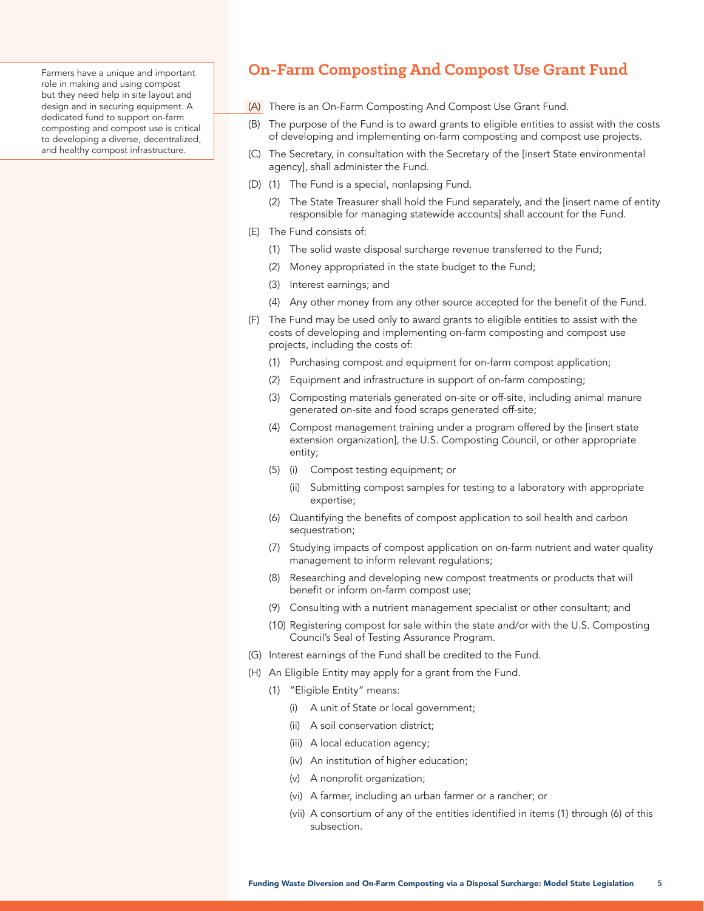Farmers have a unique and important role in making and using compost but they need help in site layout and design and in securing equipment. A dedicated fund to support on-farm composting and compost use is critical to developing a diverse, decentralized, and healthy compost infrastructure.

## On-Farm Composting And Compost Use Grant Fund

(A) There is an On-Farm Composting And Compost Use Grant Fund.

(B) The purpose of the Fund is to award grants to eligible entities to assist with the costs of developing and implementing on-farm composting and compost use projects.

(C) The Secretary, in consultation with the Secretary of the [insert State environmental agency], shall administer the Fund.

(D) (1) The Fund is a special, nonlapsing Fund.

  (2) The State Treasurer shall hold the Fund separately, and the [insert name of entity responsible for managing statewide accounts] shall account for the Fund.

(E) The Fund consists of:

  (1) The solid waste disposal surcharge revenue transferred to the Fund;

  (2) Money appropriated in the state budget to the Fund;

  (3) Interest earnings; and

  (4) Any other money from any other source accepted for the benefit of the Fund.

(F) The Fund may be used only to award grants to eligible entities to assist with the costs of developing and implementing on-farm composting and compost use projects, including the costs of:

  (1) Purchasing compost and equipment for on-farm compost application;

  (2) Equipment and infrastructure in support of on-farm composting;

  (3) Composting materials generated on-site or off-site, including animal manure generated on-site and food scraps generated off-site;

  (4) Compost management training under a program offered by the [insert state extension organization], the U.S. Composting Council, or other appropriate entity;

  (5) (i) Compost testing equipment; or

    (ii) Submitting compost samples for testing to a laboratory with appropriate expertise;

  (6) Quantifying the benefits of compost application to soil health and carbon sequestration;

  (7) Studying impacts of compost application on on-farm nutrient and water quality management to inform relevant regulations;

  (8) Researching and developing new compost treatments or products that will benefit or inform on-farm compost use;

  (9) Consulting with a nutrient management specialist or other consultant; and

  (10) Registering compost for sale within the state and/or with the U.S. Composting Council's Seal of Testing Assurance Program.

(G) Interest earnings of the Fund shall be credited to the Fund.

(H) An Eligible Entity may apply for a grant from the Fund.

  (1) "Eligible Entity" means:

    (i) A unit of State or local government;

    (ii) A soil conservation district;

    (iii) A local education agency;

    (iv) An institution of higher education;

    (v) A nonprofit organization;

    (vi) A farmer, including an urban farmer or a rancher; or

    (vii) A consortium of any of the entities identified in items (1) through (6) of this subsection.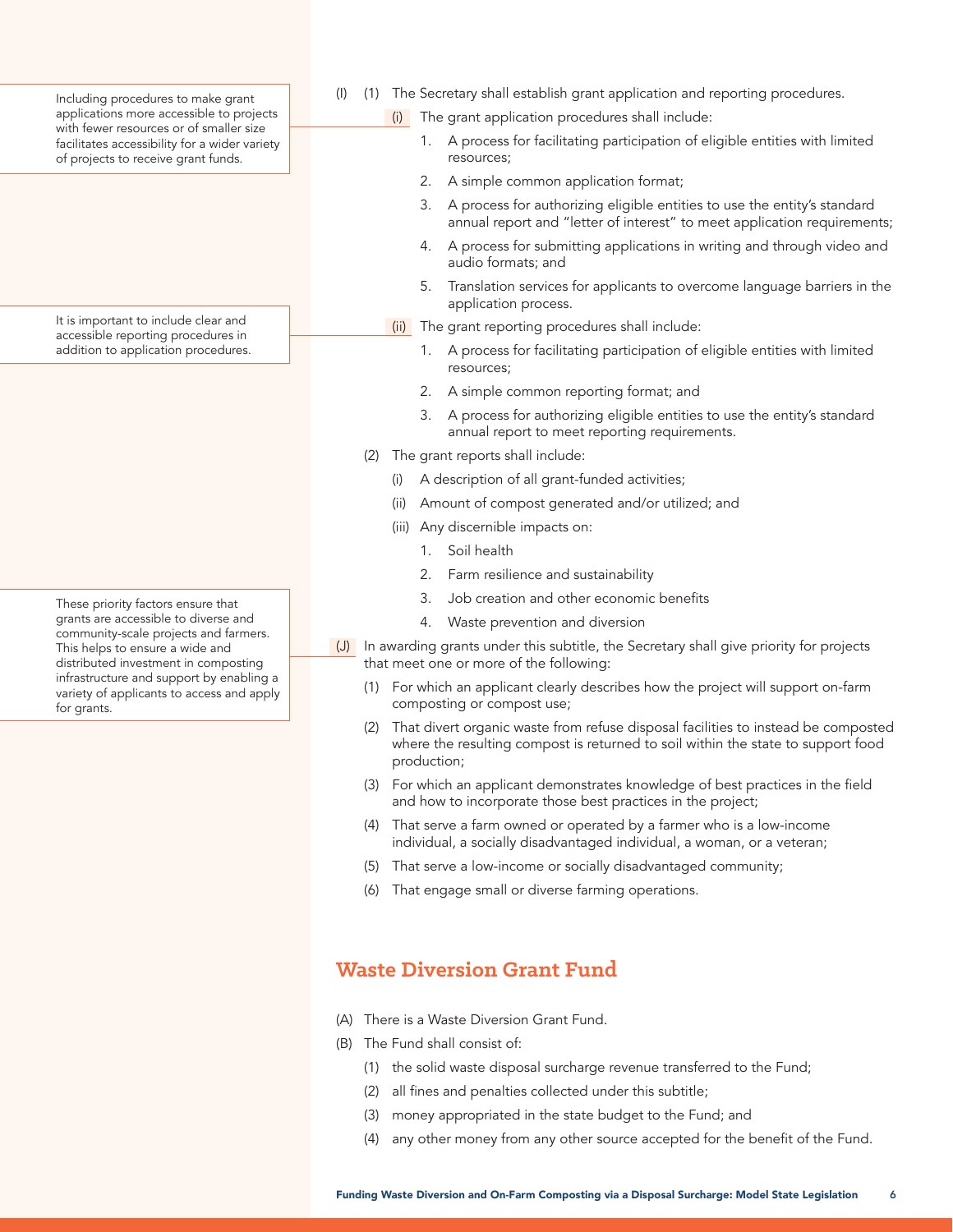> Including procedures to make grant applications more accessible to projects with fewer resources or of smaller size facilitates accessibility for a wider variety of projects to receive grant funds.

(I) (1) The Secretary shall establish grant application and reporting procedures.

(i) The grant application procedures shall include:

1. A process for facilitating participation of eligible entities with limited resources;
2. A simple common application format;
3. A process for authorizing eligible entities to use the entity's standard annual report and "letter of interest" to meet application requirements;
4. A process for submitting applications in writing and through video and audio formats; and
5. Translation services for applicants to overcome language barriers in the application process.

> It is important to include clear and accessible reporting procedures in addition to application procedures.

(ii) The grant reporting procedures shall include:

1. A process for facilitating participation of eligible entities with limited resources;
2. A simple common reporting format; and
3. A process for authorizing eligible entities to use the entity's standard annual report to meet reporting requirements.

(2) The grant reports shall include:

(i) A description of all grant-funded activities;

(ii) Amount of compost generated and/or utilized; and

(iii) Any discernible impacts on:

1. Soil health
2. Farm resilience and sustainability
3. Job creation and other economic benefits
4. Waste prevention and diversion

> These priority factors ensure that grants are accessible to diverse and community-scale projects and farmers. This helps to ensure a wide and distributed investment in composting infrastructure and support by enabling a variety of applicants to access and apply for grants.

(J) In awarding grants under this subtitle, the Secretary shall give priority for projects that meet one or more of the following:

(1) For which an applicant clearly describes how the project will support on-farm composting or compost use;

(2) That divert organic waste from refuse disposal facilities to instead be composted where the resulting compost is returned to soil within the state to support food production;

(3) For which an applicant demonstrates knowledge of best practices in the field and how to incorporate those best practices in the project;

(4) That serve a farm owned or operated by a farmer who is a low-income individual, a socially disadvantaged individual, a woman, or a veteran;

(5) That serve a low-income or socially disadvantaged community;

(6) That engage small or diverse farming operations.

## Waste Diversion Grant Fund

(A) There is a Waste Diversion Grant Fund.

(B) The Fund shall consist of:

(1) the solid waste disposal surcharge revenue transferred to the Fund;

(2) all fines and penalties collected under this subtitle;

(3) money appropriated in the state budget to the Fund; and

(4) any other money from any other source accepted for the benefit of the Fund.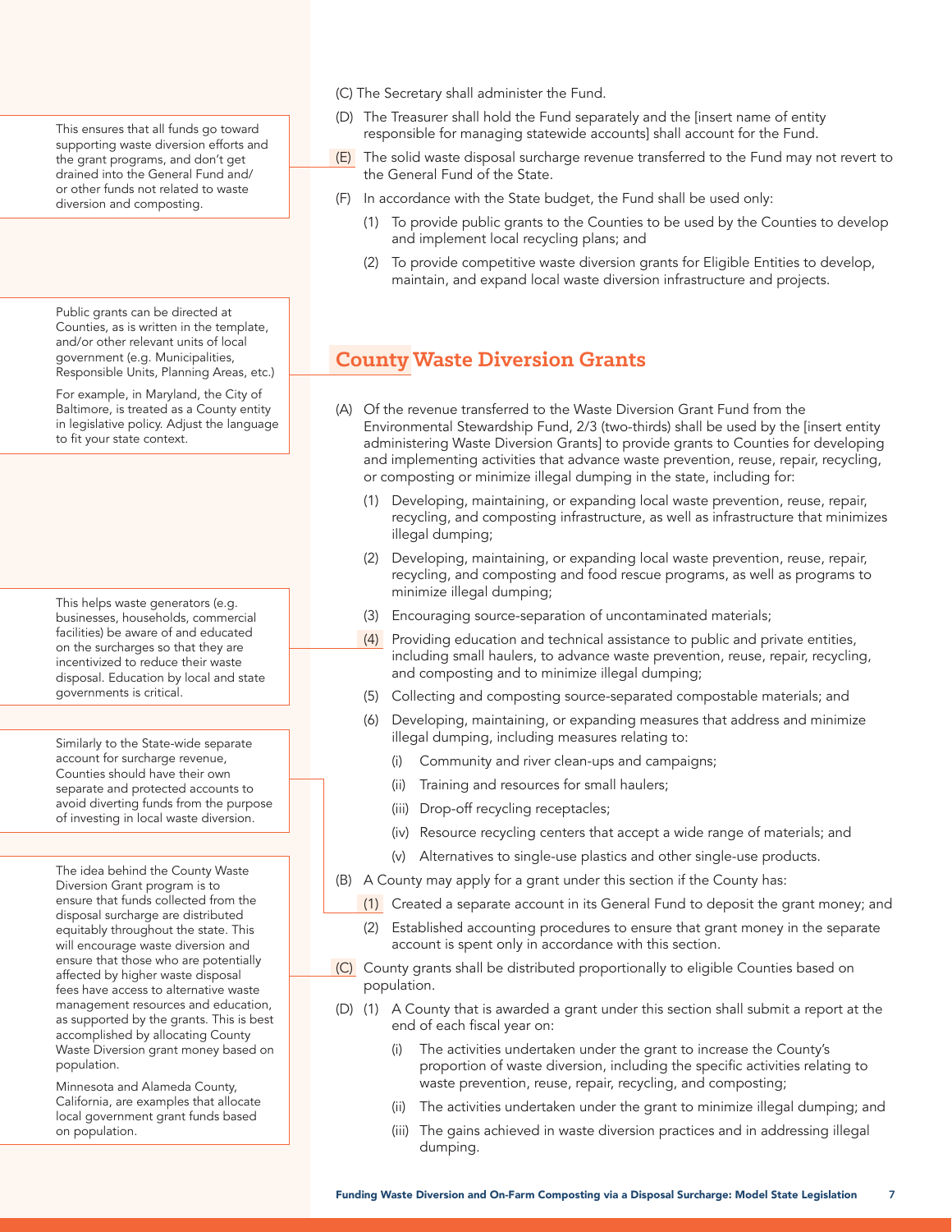(C) The Secretary shall administer the Fund.

(D) The Treasurer shall hold the Fund separately and the [insert name of entity responsible for managing statewide accounts] shall account for the Fund.

(E) The solid waste disposal surcharge revenue transferred to the Fund may not revert to the General Fund of the State.

> This ensures that all funds go toward supporting waste diversion efforts and the grant programs, and don't get drained into the General Fund and/or other funds not related to waste diversion and composting.

(F) In accordance with the State budget, the Fund shall be used only:

- (1) To provide public grants to the Counties to be used by the Counties to develop and implement local recycling plans; and
- (2) To provide competitive waste diversion grants for Eligible Entities to develop, maintain, and expand local waste diversion infrastructure and projects.

## County Waste Diversion Grants

> Public grants can be directed at Counties, as is written in the template, and/or other relevant units of local government (e.g. Municipalities, Responsible Units, Planning Areas, etc.)
>
> For example, in Maryland, the City of Baltimore, is treated as a County entity in legislative policy. Adjust the language to fit your state context.

(A) Of the revenue transferred to the Waste Diversion Grant Fund from the Environmental Stewardship Fund, 2/3 (two-thirds) shall be used by the [insert entity administering Waste Diversion Grants] to provide grants to Counties for developing and implementing activities that advance waste prevention, reuse, repair, recycling, or composting or minimize illegal dumping in the state, including for:

- (1) Developing, maintaining, or expanding local waste prevention, reuse, repair, recycling, and composting infrastructure, as well as infrastructure that minimizes illegal dumping;
- (2) Developing, maintaining, or expanding local waste prevention, reuse, repair, recycling, and composting and food rescue programs, as well as programs to minimize illegal dumping;
- (3) Encouraging source-separation of uncontaminated materials;
- (4) Providing education and technical assistance to public and private entities, including small haulers, to advance waste prevention, reuse, repair, recycling, and composting and to minimize illegal dumping;
- (5) Collecting and composting source-separated compostable materials; and
- (6) Developing, maintaining, or expanding measures that address and minimize illegal dumping, including measures relating to:
  - (i) Community and river clean-ups and campaigns;
  - (ii) Training and resources for small haulers;
  - (iii) Drop-off recycling receptacles;
  - (iv) Resource recycling centers that accept a wide range of materials; and
  - (v) Alternatives to single-use plastics and other single-use products.

> This helps waste generators (e.g. businesses, households, commercial facilities) be aware of and educated on the surcharges so that they are incentivized to reduce their waste disposal. Education by local and state governments is critical.

(B) A County may apply for a grant under this section if the County has:

- (1) Created a separate account in its General Fund to deposit the grant money; and
- (2) Established accounting procedures to ensure that grant money in the separate account is spent only in accordance with this section.

> Similarly to the State-wide separate account for surcharge revenue, Counties should have their own separate and protected accounts to avoid diverting funds from the purpose of investing in local waste diversion.

(C) County grants shall be distributed proportionally to eligible Counties based on population.

> The idea behind the County Waste Diversion Grant program is to ensure that funds collected from the disposal surcharge are distributed equitably throughout the state. This will encourage waste diversion and ensure that those who are potentially affected by higher waste disposal fees have access to alternative waste management resources and education, as supported by the grants. This is best accomplished by allocating County Waste Diversion grant money based on population.
>
> Minnesota and Alameda County, California, are examples that allocate local government grant funds based on population.

(D) (1) A County that is awarded a grant under this section shall submit a report at the end of each fiscal year on:

- (i) The activities undertaken under the grant to increase the County's proportion of waste diversion, including the specific activities relating to waste prevention, reuse, repair, recycling, and composting;
- (ii) The activities undertaken under the grant to minimize illegal dumping; and
- (iii) The gains achieved in waste diversion practices and in addressing illegal dumping.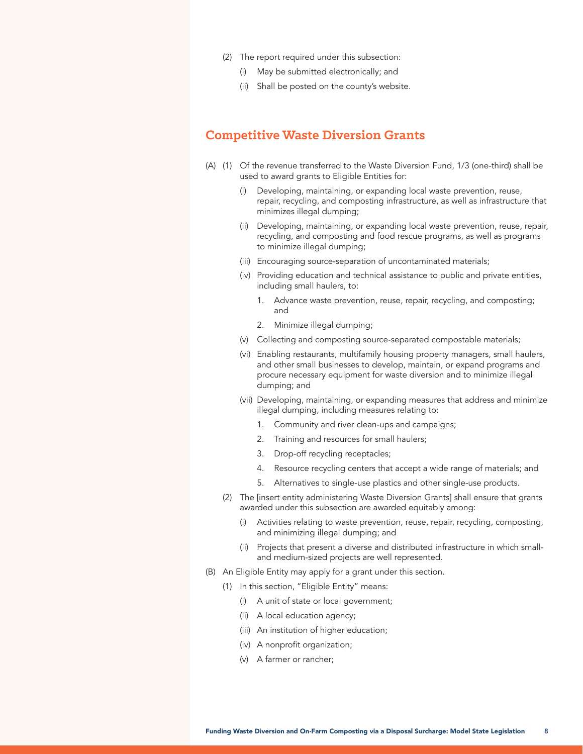(2) The report required under this subsection:

(i) May be submitted electronically; and

(ii) Shall be posted on the county's website.

## Competitive Waste Diversion Grants

(A) (1) Of the revenue transferred to the Waste Diversion Fund, 1/3 (one-third) shall be used to award grants to Eligible Entities for:

(i) Developing, maintaining, or expanding local waste prevention, reuse, repair, recycling, and composting infrastructure, as well as infrastructure that minimizes illegal dumping;

(ii) Developing, maintaining, or expanding local waste prevention, reuse, repair, recycling, and composting and food rescue programs, as well as programs to minimize illegal dumping;

(iii) Encouraging source-separation of uncontaminated materials;

(iv) Providing education and technical assistance to public and private entities, including small haulers, to:

1. Advance waste prevention, reuse, repair, recycling, and composting; and

2. Minimize illegal dumping;

(v) Collecting and composting source-separated compostable materials;

(vi) Enabling restaurants, multifamily housing property managers, small haulers, and other small businesses to develop, maintain, or expand programs and procure necessary equipment for waste diversion and to minimize illegal dumping; and

(vii) Developing, maintaining, or expanding measures that address and minimize illegal dumping, including measures relating to:

1. Community and river clean-ups and campaigns;

2. Training and resources for small haulers;

3. Drop-off recycling receptacles;

4. Resource recycling centers that accept a wide range of materials; and

5. Alternatives to single-use plastics and other single-use products.

(2) The [insert entity administering Waste Diversion Grants] shall ensure that grants awarded under this subsection are awarded equitably among:

(i) Activities relating to waste prevention, reuse, repair, recycling, composting, and minimizing illegal dumping; and

(ii) Projects that present a diverse and distributed infrastructure in which small- and medium-sized projects are well represented.

(B) An Eligible Entity may apply for a grant under this section.

(1) In this section, "Eligible Entity" means:

(i) A unit of state or local government;

(ii) A local education agency;

(iii) An institution of higher education;

(iv) A nonprofit organization;

(v) A farmer or rancher;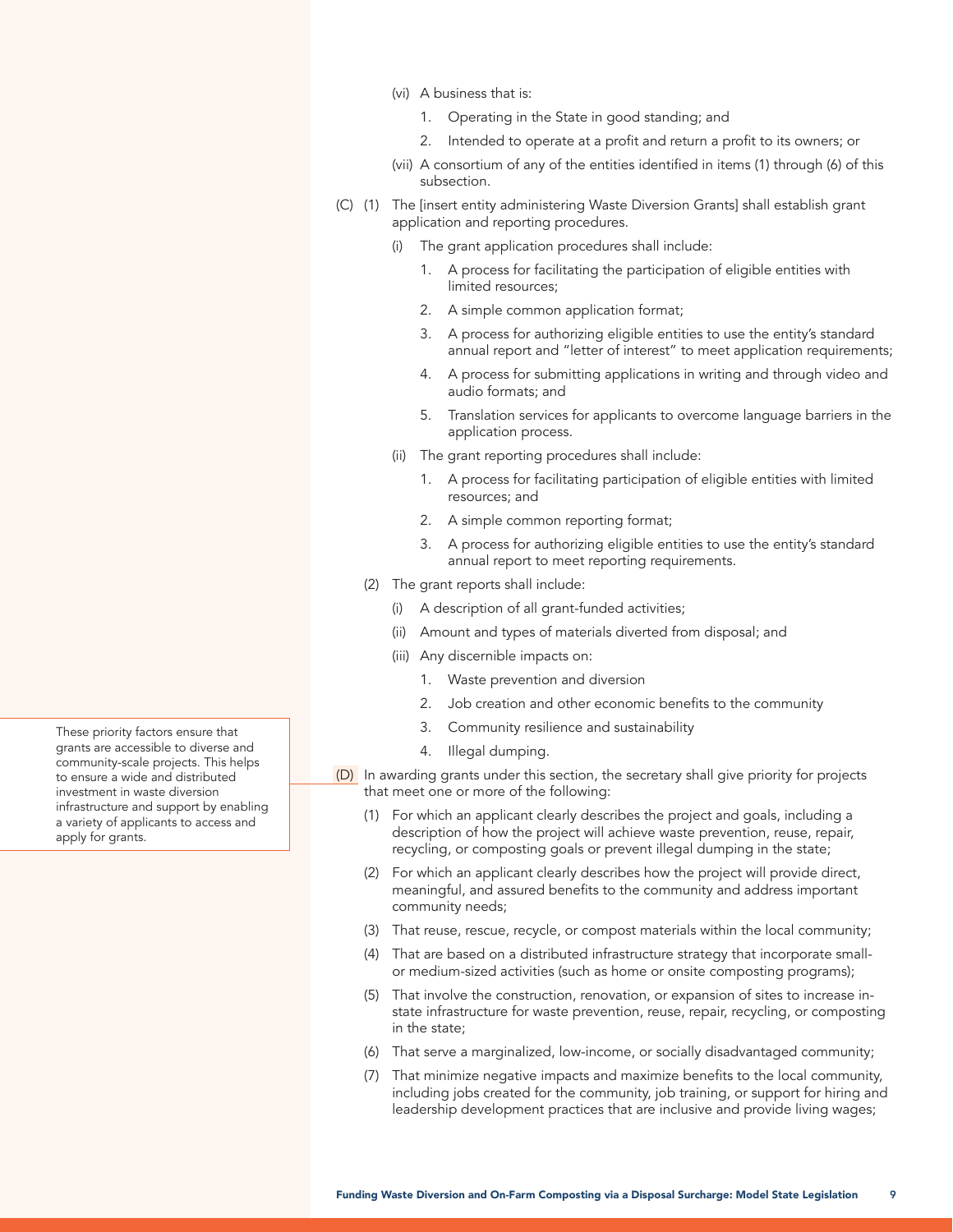(vi) A business that is:

1. Operating in the State in good standing; and
2. Intended to operate at a profit and return a profit to its owners; or

(vii) A consortium of any of the entities identified in items (1) through (6) of this subsection.

(C) (1) The [insert entity administering Waste Diversion Grants] shall establish grant application and reporting procedures.

(i) The grant application procedures shall include:

1. A process for facilitating the participation of eligible entities with limited resources;
2. A simple common application format;
3. A process for authorizing eligible entities to use the entity's standard annual report and "letter of interest" to meet application requirements;
4. A process for submitting applications in writing and through video and audio formats; and
5. Translation services for applicants to overcome language barriers in the application process.

(ii) The grant reporting procedures shall include:

1. A process for facilitating participation of eligible entities with limited resources; and
2. A simple common reporting format;
3. A process for authorizing eligible entities to use the entity's standard annual report to meet reporting requirements.

(2) The grant reports shall include:

(i) A description of all grant-funded activities;

(ii) Amount and types of materials diverted from disposal; and

(iii) Any discernible impacts on:

1. Waste prevention and diversion
2. Job creation and other economic benefits to the community
3. Community resilience and sustainability
4. Illegal dumping.

(D) In awarding grants under this section, the secretary shall give priority for projects that meet one or more of the following:

> These priority factors ensure that grants are accessible to diverse and community-scale projects. This helps to ensure a wide and distributed investment in waste diversion infrastructure and support by enabling a variety of applicants to access and apply for grants.

(1) For which an applicant clearly describes the project and goals, including a description of how the project will achieve waste prevention, reuse, repair, recycling, or composting goals or prevent illegal dumping in the state;

(2) For which an applicant clearly describes how the project will provide direct, meaningful, and assured benefits to the community and address important community needs;

(3) That reuse, rescue, recycle, or compost materials within the local community;

(4) That are based on a distributed infrastructure strategy that incorporate small- or medium-sized activities (such as home or onsite composting programs);

(5) That involve the construction, renovation, or expansion of sites to increase in-state infrastructure for waste prevention, reuse, repair, recycling, or composting in the state;

(6) That serve a marginalized, low-income, or socially disadvantaged community;

(7) That minimize negative impacts and maximize benefits to the local community, including jobs created for the community, job training, or support for hiring and leadership development practices that are inclusive and provide living wages;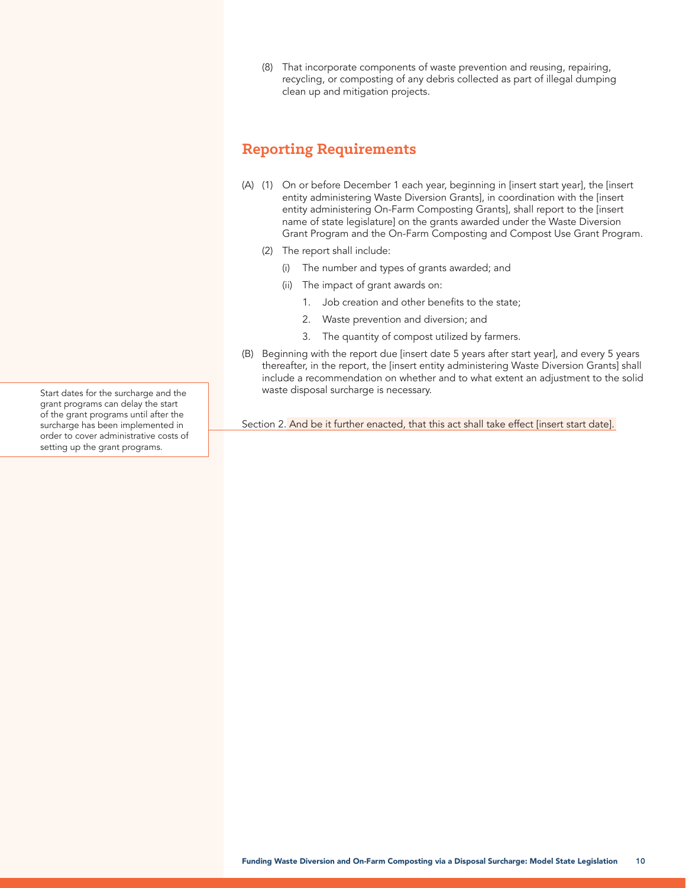(8) That incorporate components of waste prevention and reusing, repairing, recycling, or composting of any debris collected as part of illegal dumping clean up and mitigation projects.

## Reporting Requirements

(A) (1) On or before December 1 each year, beginning in [insert start year], the [insert entity administering Waste Diversion Grants], in coordination with the [insert entity administering On-Farm Composting Grants], shall report to the [insert name of state legislature] on the grants awarded under the Waste Diversion Grant Program and the On-Farm Composting and Compost Use Grant Program.

(2) The report shall include:

(i) The number and types of grants awarded; and

(ii) The impact of grant awards on:

1. Job creation and other benefits to the state;
2. Waste prevention and diversion; and
3. The quantity of compost utilized by farmers.

(B) Beginning with the report due [insert date 5 years after start year], and every 5 years thereafter, in the report, the [insert entity administering Waste Diversion Grants] shall include a recommendation on whether and to what extent an adjustment to the solid waste disposal surcharge is necessary.

Section 2. And be it further enacted, that this act shall take effect [insert start date].

Start dates for the surcharge and the grant programs can delay the start of the grant programs until after the surcharge has been implemented in order to cover administrative costs of setting up the grant programs.